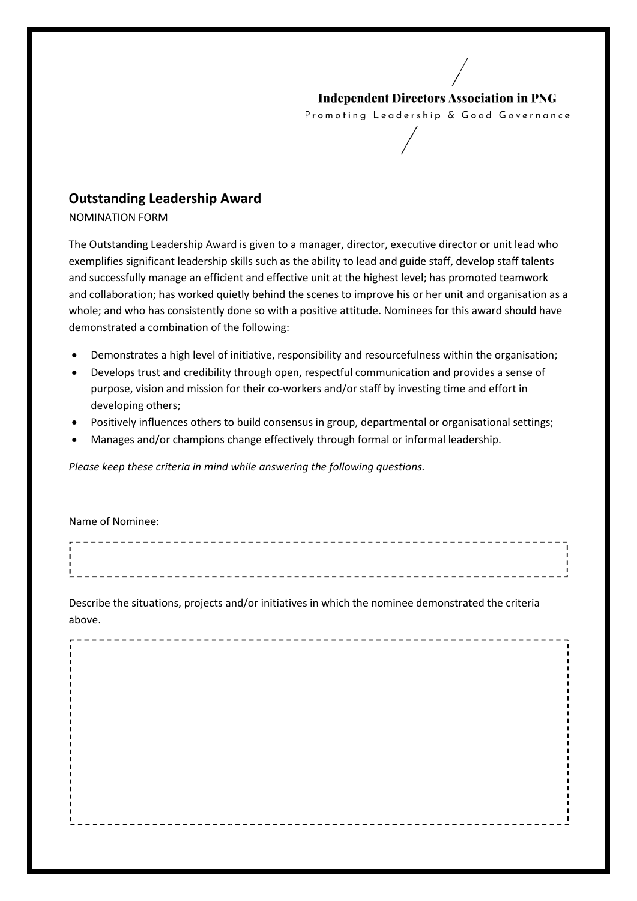Independent Directors Association in PNG

Promoting Leadership & Good Governance

## Outstanding Leadership Award

NOMINATION FORM

The Outstanding Leadership Award is given to a manager, director, executive director or unit lead who exemplifies significant leadership skills such as the ability to lead and guide staff, develop staff talents and successfully manage an efficient and effective unit at the highest level; has promoted teamwork and collaboration; has worked quietly behind the scenes to improve his or her unit and organisation as a whole; and who has consistently done so with a positive attitude. Nominees for this award should have demonstrated a combination of the following:

- Demonstrates a high level of initiative, responsibility and resourcefulness within the organisation;
- Develops trust and credibility through open, respectful communication and provides a sense of purpose, vision and mission for their co-workers and/or staff by investing time and effort in developing others;
- Positively influences others to build consensus in group, departmental or organisational settings;
- Manages and/or champions change effectively through formal or informal leadership.

*Please keep these criteria in mind while answering the following questions.*

Name of Nominee:

Describe the situations, projects and/or initiatives in which the nominee demonstrated the criteria above.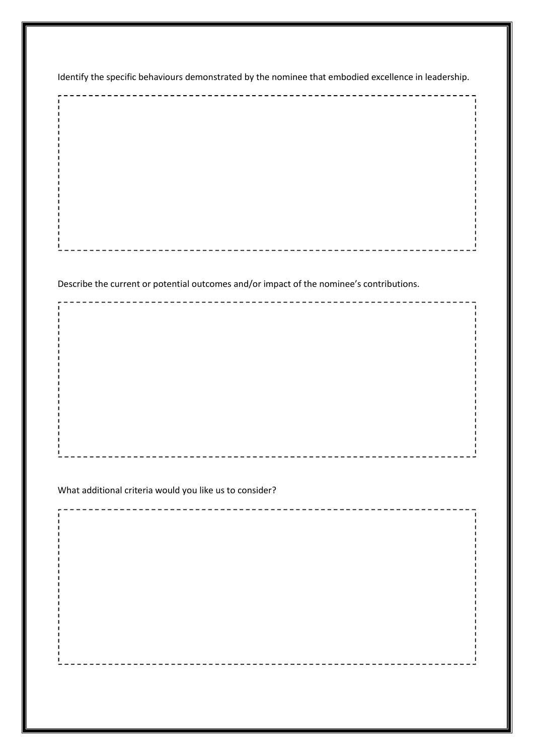Identify the specific behaviours demonstrated by the nominee that embodied excellence in leadership.

Describe the current or potential outcomes and/or impact of the nominee's contributions.

What additional criteria would you like us to consider?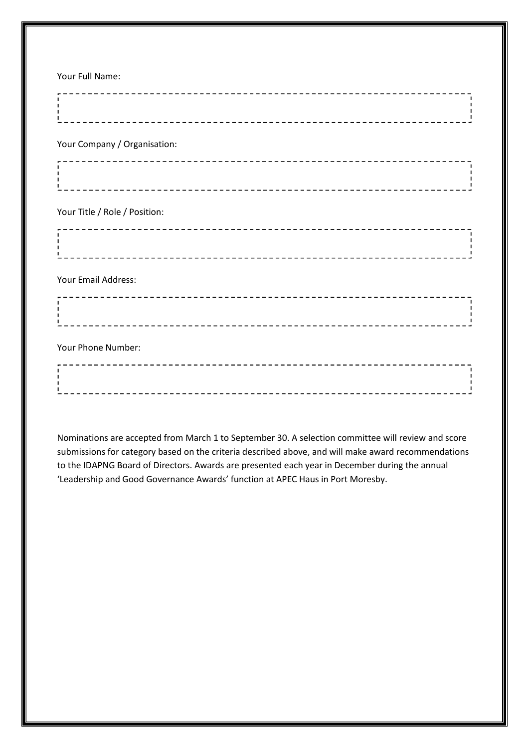Your Full Name:

Your Company / Organisation:

Your Title / Role / Position:

Your Email Address:

Your Phone Number:

Nominations are accepted from March 1 to September 30. A selection committee will review and score submissions for category based on the criteria described above, and will make award recommendations to the IDAPNG Board of Directors. Awards are presented each year in December during the annual 'Leadership and Good Governance Awards' function at APEC Haus in Port Moresby.